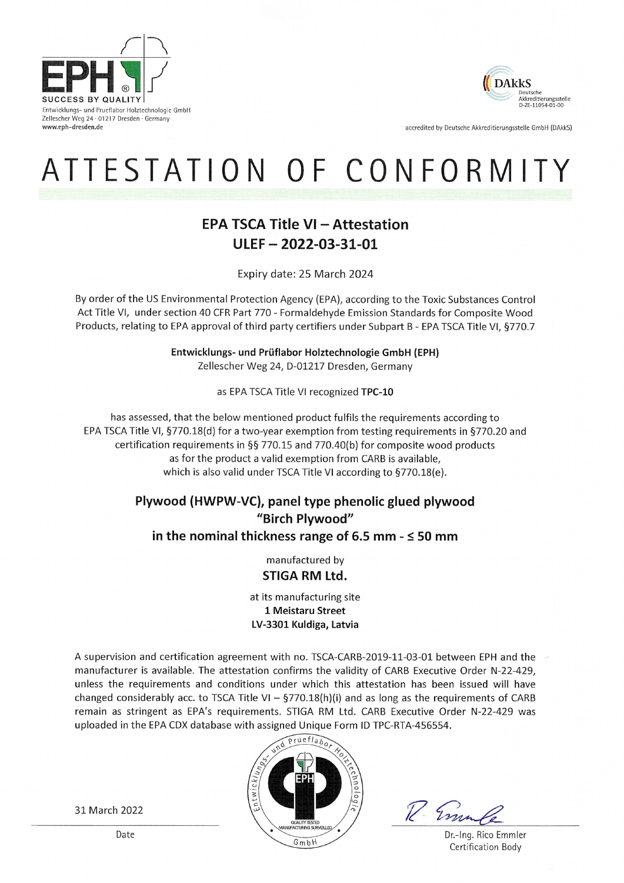EPH
SUCCESS BY QUALITY

Entwicklungs- und Prueflabor Holztechnologie GmbH
Zellescher Weg 24 · 01217 Dresden · Germany
www.eph-dresden.de

DAkkS
Deutsche Akkreditierungsstelle
D-ZE-11054-01-00

accredited by Deutsche Akkreditierungsstelle GmbH (DAkkS)

# ATTESTATION OF CONFORMITY

## EPA TSCA Title VI – Attestation
## ULEF – 2022-03-31-01

Expiry date: 25 March 2024

By order of the US Environmental Protection Agency (EPA), according to the Toxic Substances Control Act Title VI, under section 40 CFR Part 770 - Formaldehyde Emission Standards for Composite Wood Products, relating to EPA approval of third party certifiers under Subpart B - EPA TSCA Title VI, §770.7

**Entwicklungs- und Prüflabor Holztechnologie GmbH (EPH)**
Zellescher Weg 24, D-01217 Dresden, Germany

as EPA TSCA Title VI recognized **TPC-10**

has assessed, that the below mentioned product fulfils the requirements according to EPA TSCA Title VI, §770.18(d) for a two-year exemption from testing requirements in §770.20 and certification requirements in §§ 770.15 and 770.40(b) for composite wood products as for the product a valid exemption from CARB is available, which is also valid under TSCA Title VI according to §770.18(e).

### Plywood (HWPW-VC), panel type phenolic glued plywood "Birch Plywood" in the nominal thickness range of 6.5 mm - ≤ 50 mm

manufactured by

**STIGA RM Ltd.**

at its manufacturing site
**1 Meistaru Street**
**LV-3301 Kuldiga, Latvia**

A supervision and certification agreement with no. TSCA-CARB-2019-11-03-01 between EPH and the manufacturer is available. The attestation confirms the validity of CARB Executive Order N-22-429, unless the requirements and conditions under which this attestation has been issued will have changed considerably acc. to TSCA Title VI – §770.18(h)(i) and as long as the requirements of CARB remain as stringent as EPA's requirements. STIGA RM Ltd. CARB Executive Order N-22-429 was uploaded in the EPA CDX database with assigned Unique Form ID TPC-RTA-456554.

Entwicklungs- und Prueflabor Holztechnologie GmbH — EPH — QUALITY TESTED MANUFACTURING SURVEILLED

31 March 2022
Date

Dr.-Ing. Rico Emmler
Certification Body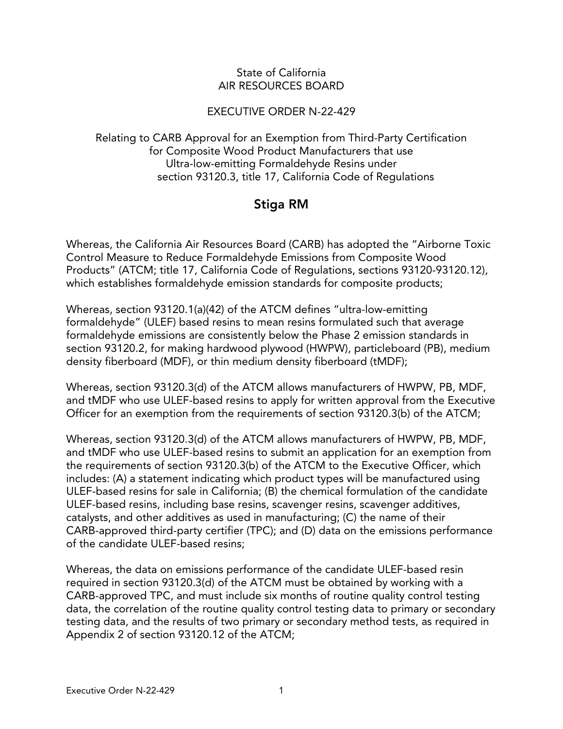State of California
AIR RESOURCES BOARD

EXECUTIVE ORDER N-22-429

Relating to CARB Approval for an Exemption from Third-Party Certification for Composite Wood Product Manufacturers that use Ultra-low-emitting Formaldehyde Resins under section 93120.3, title 17, California Code of Regulations

## Stiga RM

Whereas, the California Air Resources Board (CARB) has adopted the "Airborne Toxic Control Measure to Reduce Formaldehyde Emissions from Composite Wood Products" (ATCM; title 17, California Code of Regulations, sections 93120-93120.12), which establishes formaldehyde emission standards for composite products;

Whereas, section 93120.1(a)(42) of the ATCM defines "ultra-low-emitting formaldehyde" (ULEF) based resins to mean resins formulated such that average formaldehyde emissions are consistently below the Phase 2 emission standards in section 93120.2, for making hardwood plywood (HWPW), particleboard (PB), medium density fiberboard (MDF), or thin medium density fiberboard (tMDF);

Whereas, section 93120.3(d) of the ATCM allows manufacturers of HWPW, PB, MDF, and tMDF who use ULEF-based resins to apply for written approval from the Executive Officer for an exemption from the requirements of section 93120.3(b) of the ATCM;

Whereas, section 93120.3(d) of the ATCM allows manufacturers of HWPW, PB, MDF, and tMDF who use ULEF-based resins to submit an application for an exemption from the requirements of section 93120.3(b) of the ATCM to the Executive Officer, which includes: (A) a statement indicating which product types will be manufactured using ULEF-based resins for sale in California; (B) the chemical formulation of the candidate ULEF-based resins, including base resins, scavenger resins, scavenger additives, catalysts, and other additives as used in manufacturing; (C) the name of their CARB-approved third-party certifier (TPC); and (D) data on the emissions performance of the candidate ULEF-based resins;

Whereas, the data on emissions performance of the candidate ULEF-based resin required in section 93120.3(d) of the ATCM must be obtained by working with a CARB-approved TPC, and must include six months of routine quality control testing data, the correlation of the routine quality control testing data to primary or secondary testing data, and the results of two primary or secondary method tests, as required in Appendix 2 of section 93120.12 of the ATCM;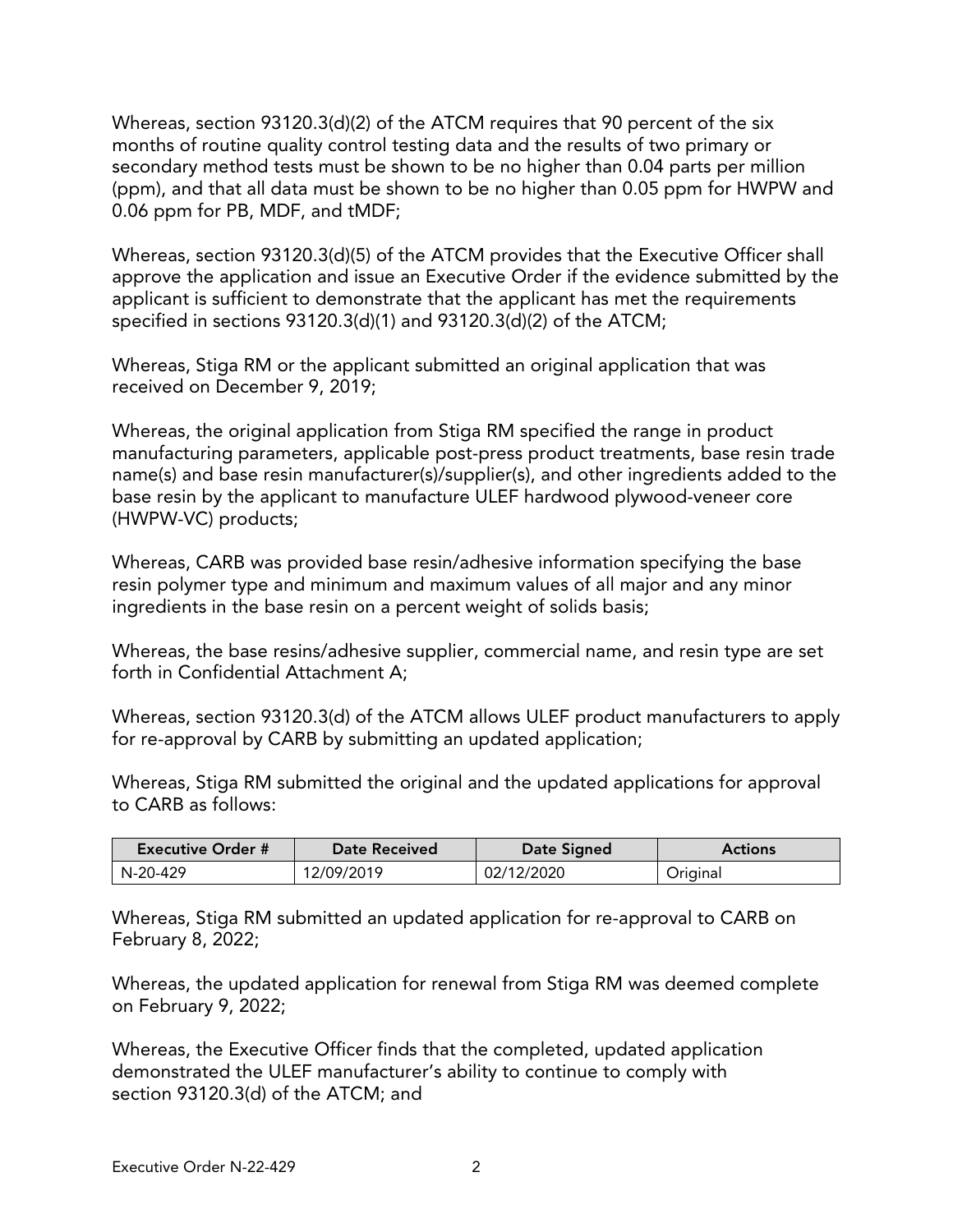Whereas, section 93120.3(d)(2) of the ATCM requires that 90 percent of the six months of routine quality control testing data and the results of two primary or secondary method tests must be shown to be no higher than 0.04 parts per million (ppm), and that all data must be shown to be no higher than 0.05 ppm for HWPW and 0.06 ppm for PB, MDF, and tMDF;

Whereas, section 93120.3(d)(5) of the ATCM provides that the Executive Officer shall approve the application and issue an Executive Order if the evidence submitted by the applicant is sufficient to demonstrate that the applicant has met the requirements specified in sections 93120.3(d)(1) and 93120.3(d)(2) of the ATCM;

Whereas, Stiga RM or the applicant submitted an original application that was received on December 9, 2019;

Whereas, the original application from Stiga RM specified the range in product manufacturing parameters, applicable post-press product treatments, base resin trade name(s) and base resin manufacturer(s)/supplier(s), and other ingredients added to the base resin by the applicant to manufacture ULEF hardwood plywood-veneer core (HWPW-VC) products;

Whereas, CARB was provided base resin/adhesive information specifying the base resin polymer type and minimum and maximum values of all major and any minor ingredients in the base resin on a percent weight of solids basis;

Whereas, the base resins/adhesive supplier, commercial name, and resin type are set forth in Confidential Attachment A;

Whereas, section 93120.3(d) of the ATCM allows ULEF product manufacturers to apply for re-approval by CARB by submitting an updated application;

Whereas, Stiga RM submitted the original and the updated applications for approval to CARB as follows:

| Executive Order # | Date Received | Date Signed | Actions |
| --- | --- | --- | --- |
| N-20-429 | 12/09/2019 | 02/12/2020 | Original |

Whereas, Stiga RM submitted an updated application for re-approval to CARB on February 8, 2022;

Whereas, the updated application for renewal from Stiga RM was deemed complete on February 9, 2022;

Whereas, the Executive Officer finds that the completed, updated application demonstrated the ULEF manufacturer's ability to continue to comply with section 93120.3(d) of the ATCM; and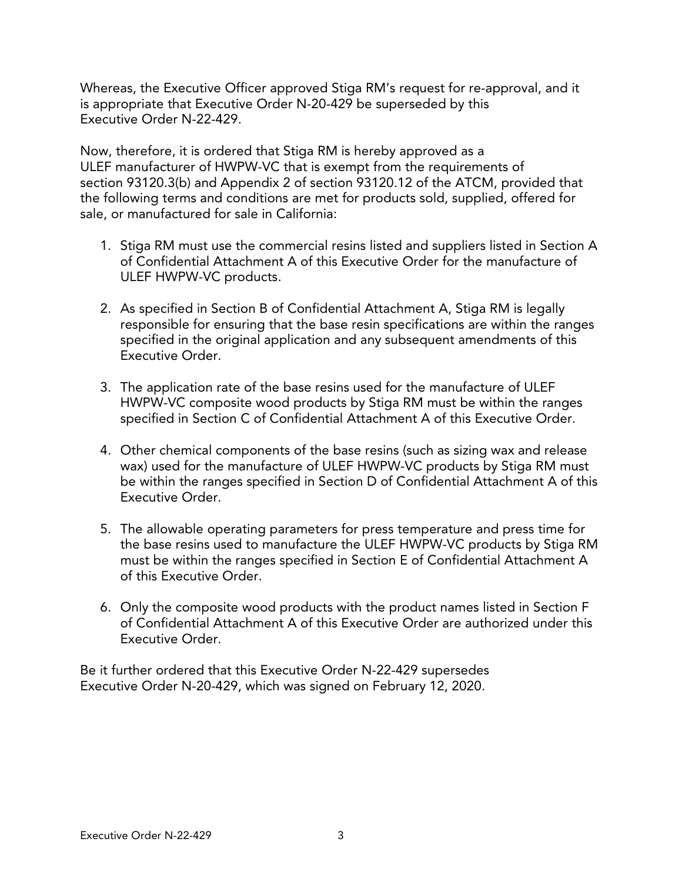Whereas, the Executive Officer approved Stiga RM's request for re-approval, and it is appropriate that Executive Order N-20-429 be superseded by this Executive Order N-22-429.

Now, therefore, it is ordered that Stiga RM is hereby approved as a ULEF manufacturer of HWPW-VC that is exempt from the requirements of section 93120.3(b) and Appendix 2 of section 93120.12 of the ATCM, provided that the following terms and conditions are met for products sold, supplied, offered for sale, or manufactured for sale in California:

1. Stiga RM must use the commercial resins listed and suppliers listed in Section A of Confidential Attachment A of this Executive Order for the manufacture of ULEF HWPW-VC products.

2. As specified in Section B of Confidential Attachment A, Stiga RM is legally responsible for ensuring that the base resin specifications are within the ranges specified in the original application and any subsequent amendments of this Executive Order.

3. The application rate of the base resins used for the manufacture of ULEF HWPW-VC composite wood products by Stiga RM must be within the ranges specified in Section C of Confidential Attachment A of this Executive Order.

4. Other chemical components of the base resins (such as sizing wax and release wax) used for the manufacture of ULEF HWPW-VC products by Stiga RM must be within the ranges specified in Section D of Confidential Attachment A of this Executive Order.

5. The allowable operating parameters for press temperature and press time for the base resins used to manufacture the ULEF HWPW-VC products by Stiga RM must be within the ranges specified in Section E of Confidential Attachment A of this Executive Order.

6. Only the composite wood products with the product names listed in Section F of Confidential Attachment A of this Executive Order are authorized under this Executive Order.

Be it further ordered that this Executive Order N-22-429 supersedes Executive Order N-20-429, which was signed on February 12, 2020.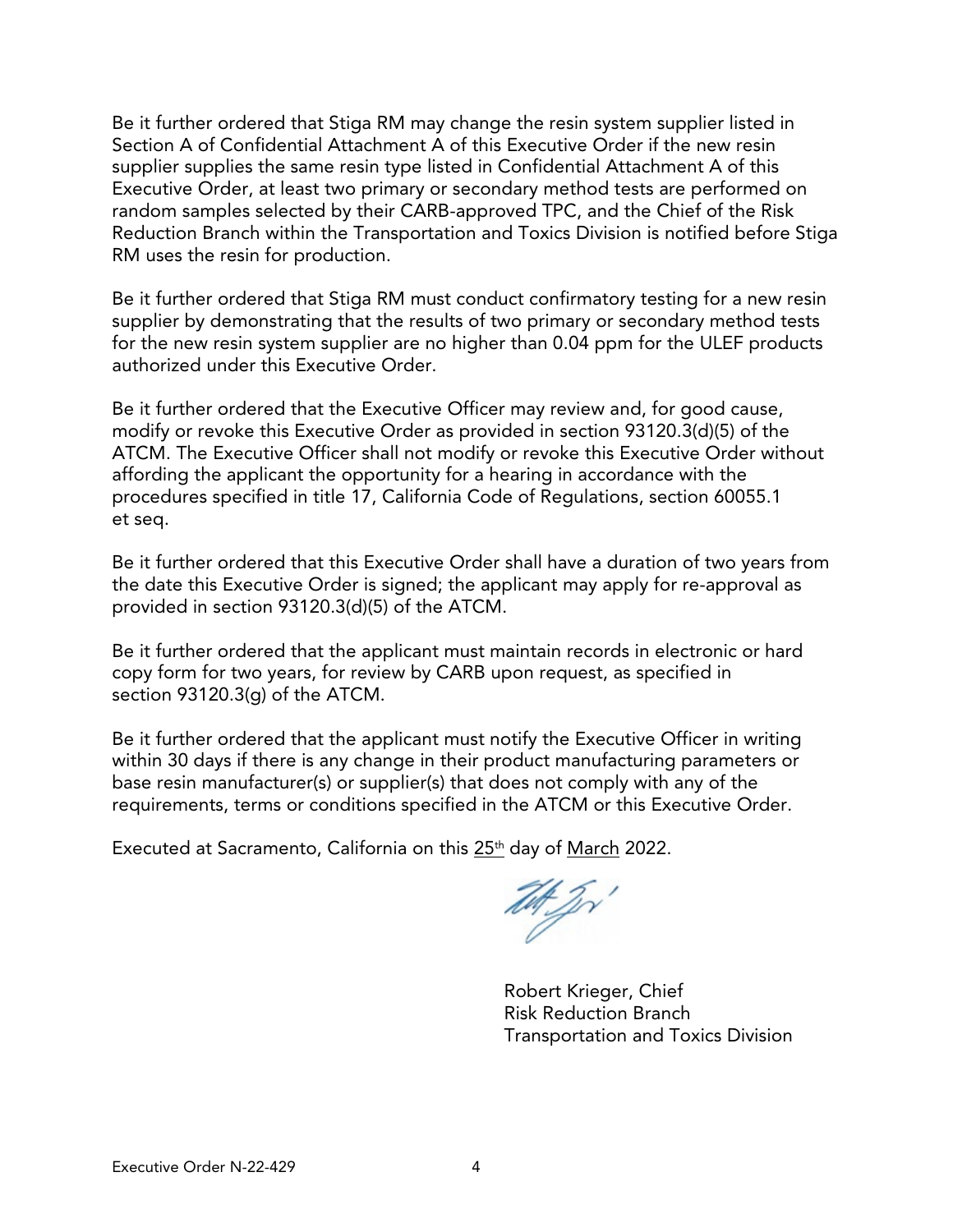Be it further ordered that Stiga RM may change the resin system supplier listed in Section A of Confidential Attachment A of this Executive Order if the new resin supplier supplies the same resin type listed in Confidential Attachment A of this Executive Order, at least two primary or secondary method tests are performed on random samples selected by their CARB-approved TPC, and the Chief of the Risk Reduction Branch within the Transportation and Toxics Division is notified before Stiga RM uses the resin for production.

Be it further ordered that Stiga RM must conduct confirmatory testing for a new resin supplier by demonstrating that the results of two primary or secondary method tests for the new resin system supplier are no higher than 0.04 ppm for the ULEF products authorized under this Executive Order.

Be it further ordered that the Executive Officer may review and, for good cause, modify or revoke this Executive Order as provided in section 93120.3(d)(5) of the ATCM. The Executive Officer shall not modify or revoke this Executive Order without affording the applicant the opportunity for a hearing in accordance with the procedures specified in title 17, California Code of Regulations, section 60055.1 et seq.

Be it further ordered that this Executive Order shall have a duration of two years from the date this Executive Order is signed; the applicant may apply for re-approval as provided in section 93120.3(d)(5) of the ATCM.

Be it further ordered that the applicant must maintain records in electronic or hard copy form for two years, for review by CARB upon request, as specified in section 93120.3(g) of the ATCM.

Be it further ordered that the applicant must notify the Executive Officer in writing within 30 days if there is any change in their product manufacturing parameters or base resin manufacturer(s) or supplier(s) that does not comply with any of the requirements, terms or conditions specified in the ATCM or this Executive Order.

Executed at Sacramento, California on this 25th day of March 2022.

Robert Krieger, Chief
Risk Reduction Branch
Transportation and Toxics Division

Executive Order N-22-429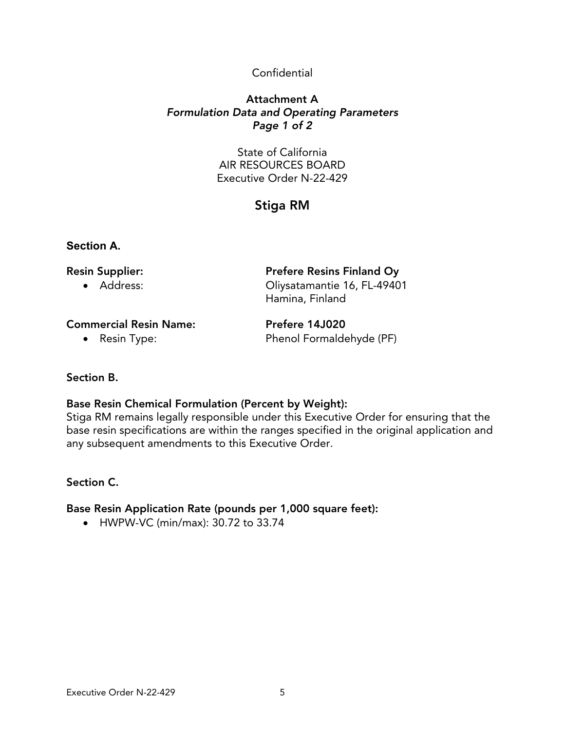Confidential

**Attachment A**
***Formulation Data and Operating Parameters***
***Page 1 of 2***

State of California
AIR RESOURCES BOARD
Executive Order N-22-429

## Stiga RM

### Section A.

**Resin Supplier:** **Prefere Resins Finland Oy**

- Address: Oliysatamantie 16, FL-49401 Hamina, Finland

**Commercial Resin Name:** **Prefere 14J020**

- Resin Type: Phenol Formaldehyde (PF)

### Section B.

**Base Resin Chemical Formulation (Percent by Weight):**

Stiga RM remains legally responsible under this Executive Order for ensuring that the base resin specifications are within the ranges specified in the original application and any subsequent amendments to this Executive Order.

### Section C.

**Base Resin Application Rate (pounds per 1,000 square feet):**

- HWPW-VC (min/max): 30.72 to 33.74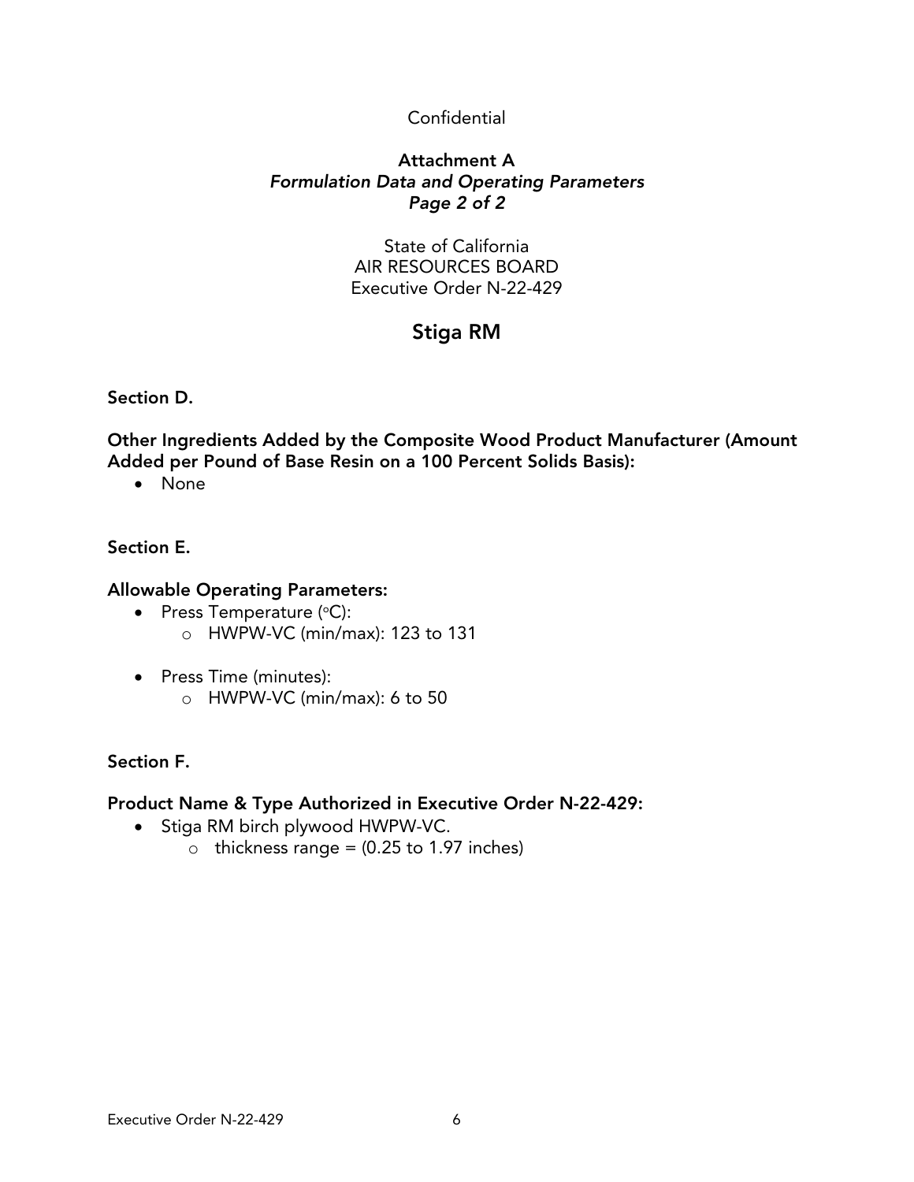Confidential

**Attachment A**
***Formulation Data and Operating Parameters***
***Page 2 of 2***

State of California
AIR RESOURCES BOARD
Executive Order N-22-429

## Stiga RM

**Section D.**

**Other Ingredients Added by the Composite Wood Product Manufacturer (Amount Added per Pound of Base Resin on a 100 Percent Solids Basis):**

- None

**Section E.**

**Allowable Operating Parameters:**

- Press Temperature (°C):
  - HWPW-VC (min/max): 123 to 131
- Press Time (minutes):
  - HWPW-VC (min/max): 6 to 50

**Section F.**

**Product Name & Type Authorized in Executive Order N-22-429:**

- Stiga RM birch plywood HWPW-VC.
  - thickness range = (0.25 to 1.97 inches)